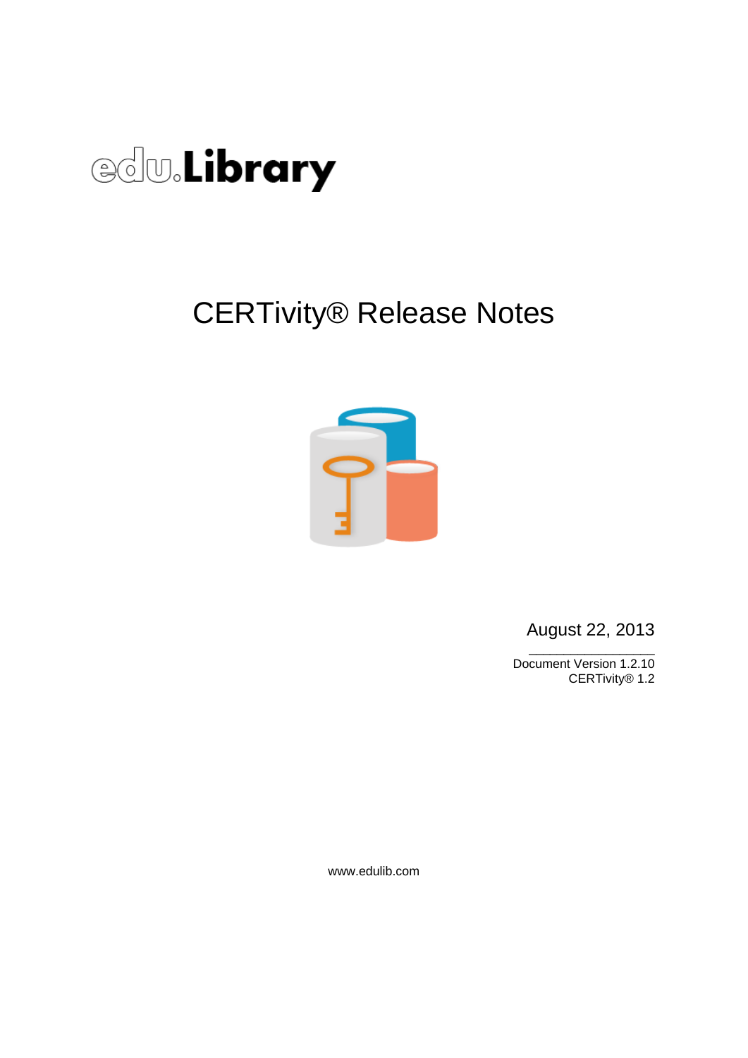edu.Library

# CERTivity® Release Notes

August 22, 2013

Document Version 1.2.10
CERTivity® 1.2

www.edulib.com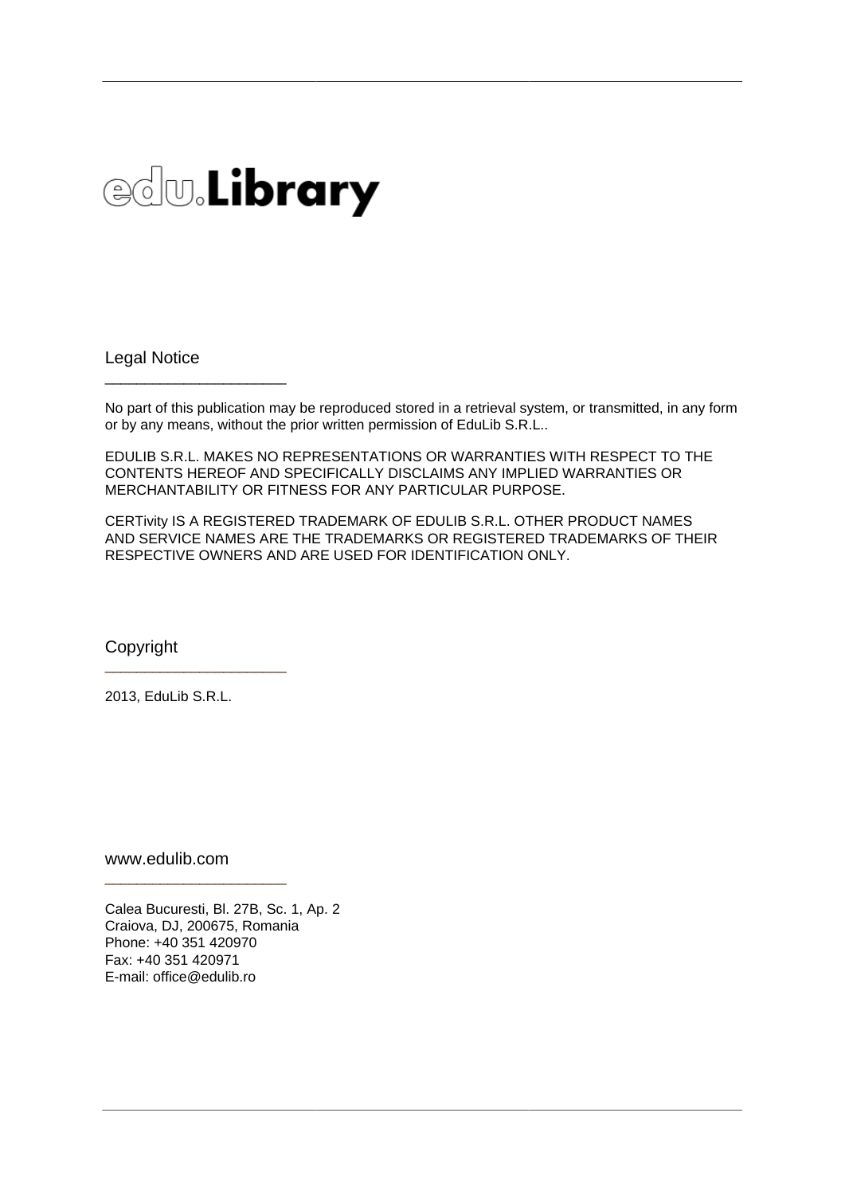# edu.Library

## Legal Notice

No part of this publication may be reproduced stored in a retrieval system, or transmitted, in any form or by any means, without the prior written permission of EduLib S.R.L..

EDULIB S.R.L. MAKES NO REPRESENTATIONS OR WARRANTIES WITH RESPECT TO THE CONTENTS HEREOF AND SPECIFICALLY DISCLAIMS ANY IMPLIED WARRANTIES OR MERCHANTABILITY OR FITNESS FOR ANY PARTICULAR PURPOSE.

CERTivity IS A REGISTERED TRADEMARK OF EDULIB S.R.L. OTHER PRODUCT NAMES AND SERVICE NAMES ARE THE TRADEMARKS OR REGISTERED TRADEMARKS OF THEIR RESPECTIVE OWNERS AND ARE USED FOR IDENTIFICATION ONLY.

## Copyright

2013, EduLib S.R.L.

## www.edulib.com

Calea Bucuresti, Bl. 27B, Sc. 1, Ap. 2
Craiova, DJ, 200675, Romania
Phone: +40 351 420970
Fax: +40 351 420971
E-mail: office@edulib.ro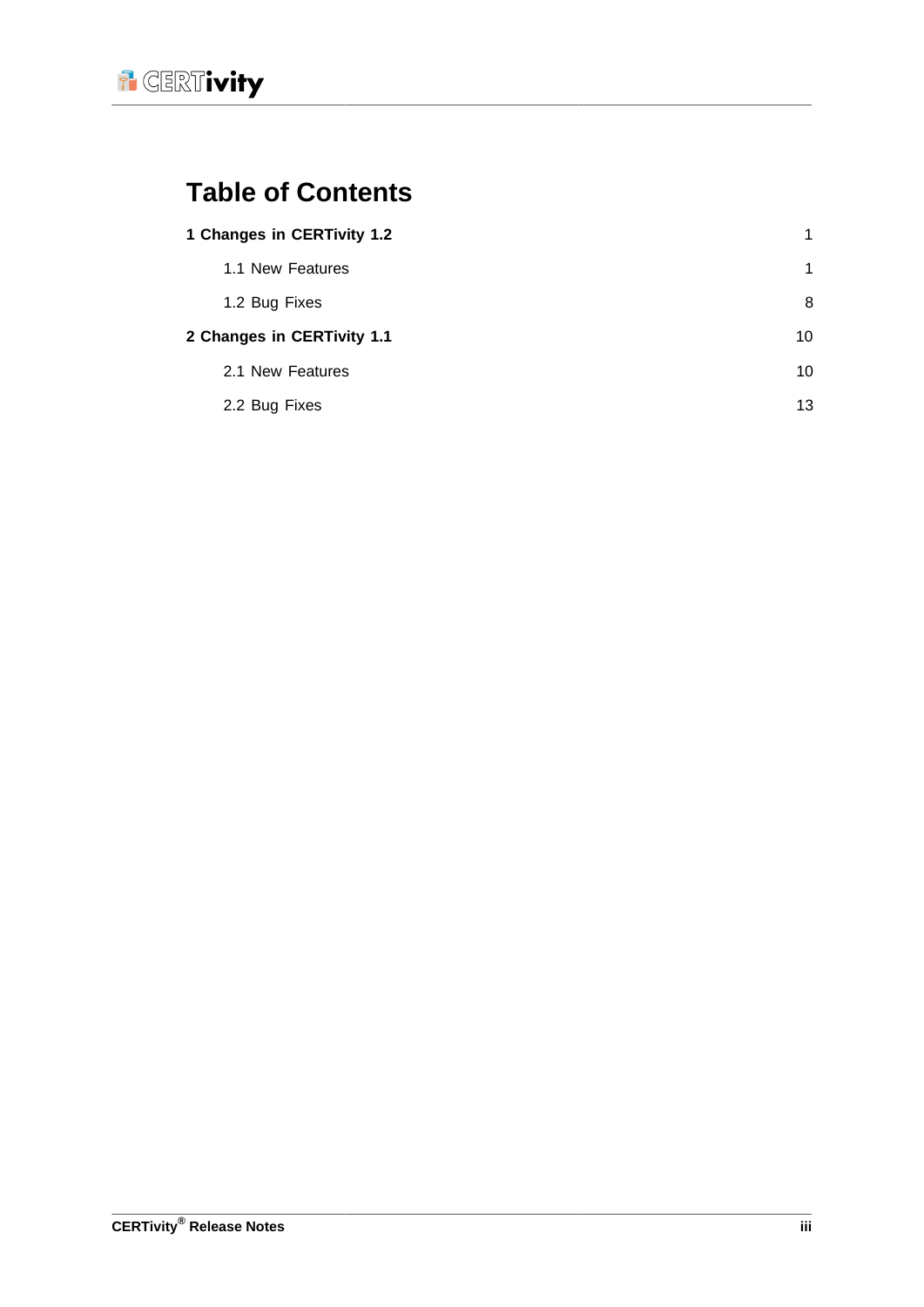# Table of Contents

| | |
|---|---|
| **1 Changes in CERTivity 1.2** | 1 |
| 1.1 New Features | 1 |
| 1.2 Bug Fixes | 8 |
| **2 Changes in CERTivity 1.1** | 10 |
| 2.1 New Features | 10 |
| 2.2 Bug Fixes | 13 |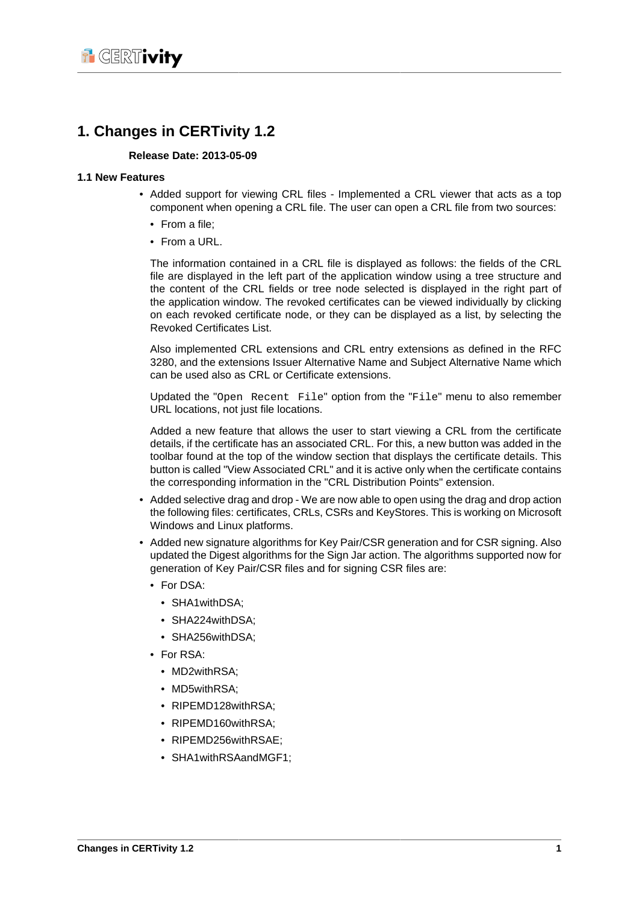# 1. Changes in CERTivity 1.2

**Release Date: 2013-05-09**

### 1.1 New Features

- Added support for viewing CRL files - Implemented a CRL viewer that acts as a top component when opening a CRL file. The user can open a CRL file from two sources:
  - From a file;
  - From a URL.

  The information contained in a CRL file is displayed as follows: the fields of the CRL file are displayed in the left part of the application window using a tree structure and the content of the CRL fields or tree node selected is displayed in the right part of the application window. The revoked certificates can be viewed individually by clicking on each revoked certificate node, or they can be displayed as a list, by selecting the Revoked Certificates List.

  Also implemented CRL extensions and CRL entry extensions as defined in the RFC 3280, and the extensions Issuer Alternative Name and Subject Alternative Name which can be used also as CRL or Certificate extensions.

  Updated the "`Open Recent File`" option from the "`File`" menu to also remember URL locations, not just file locations.

  Added a new feature that allows the user to start viewing a CRL from the certificate details, if the certificate has an associated CRL. For this, a new button was added in the toolbar found at the top of the window section that displays the certificate details. This button is called "View Associated CRL" and it is active only when the certificate contains the corresponding information in the "CRL Distribution Points" extension.

- Added selective drag and drop - We are now able to open using the drag and drop action the following files: certificates, CRLs, CSRs and KeyStores. This is working on Microsoft Windows and Linux platforms.
- Added new signature algorithms for Key Pair/CSR generation and for CSR signing. Also updated the Digest algorithms for the Sign Jar action. The algorithms supported now for generation of Key Pair/CSR files and for signing CSR files are:
  - For DSA:
    - SHA1withDSA;
    - SHA224withDSA;
    - SHA256withDSA;
  - For RSA:
    - MD2withRSA;
    - MD5withRSA;
    - RIPEMD128withRSA;
    - RIPEMD160withRSA;
    - RIPEMD256withRSAE;
    - SHA1withRSAandMGF1;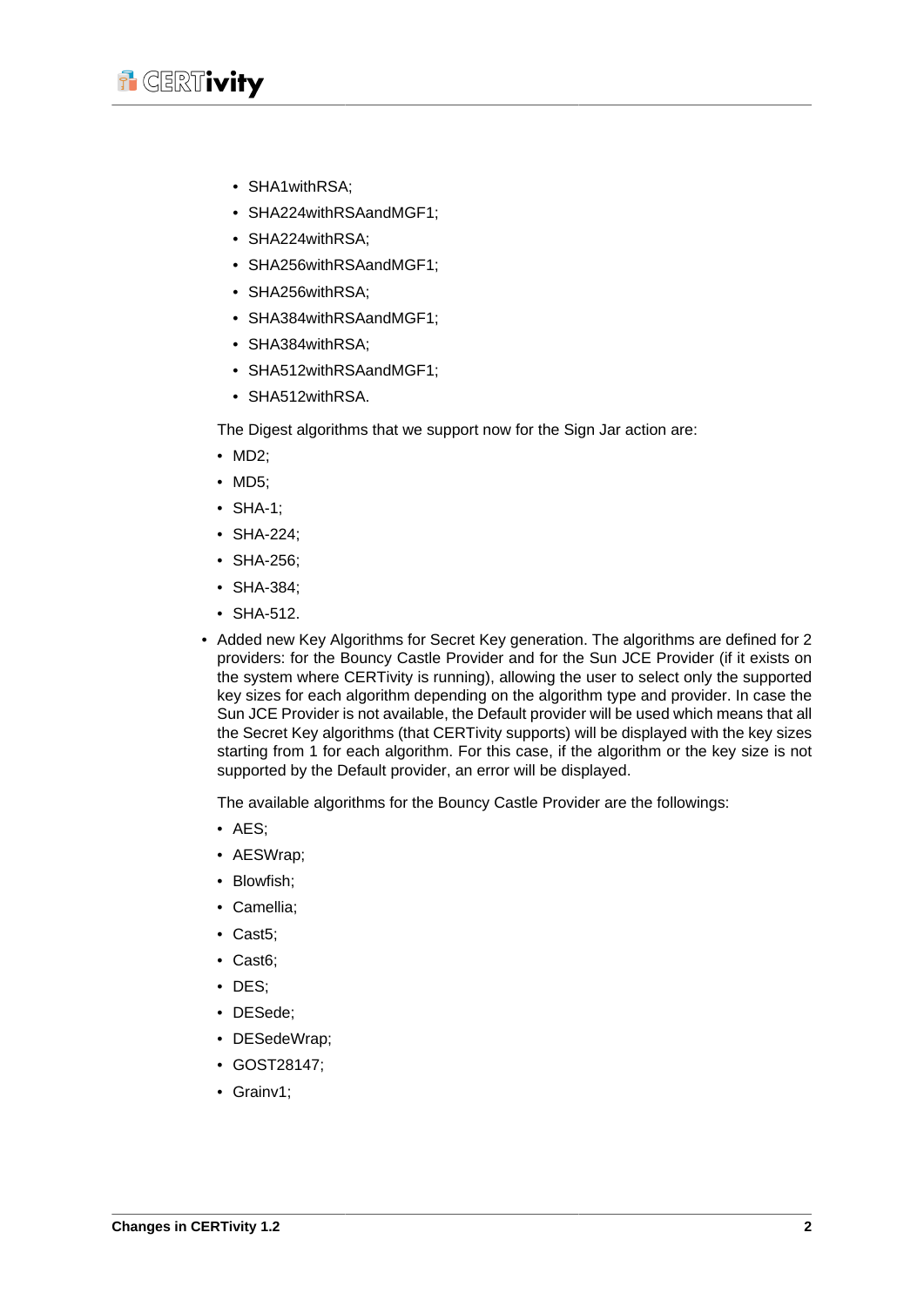- SHA1withRSA;
  - SHA224withRSAandMGF1;
  - SHA224withRSA;
  - SHA256withRSAandMGF1;
  - SHA256withRSA;
  - SHA384withRSAandMGF1;
  - SHA384withRSA;
  - SHA512withRSAandMGF1;
  - SHA512withRSA.

  The Digest algorithms that we support now for the Sign Jar action are:

  - MD2;
  - MD5;
  - SHA-1;
  - SHA-224;
  - SHA-256;
  - SHA-384;
  - SHA-512.

- Added new Key Algorithms for Secret Key generation. The algorithms are defined for 2 providers: for the Bouncy Castle Provider and for the Sun JCE Provider (if it exists on the system where CERTivity is running), allowing the user to select only the supported key sizes for each algorithm depending on the algorithm type and provider. In case the Sun JCE Provider is not available, the Default provider will be used which means that all the Secret Key algorithms (that CERTivity supports) will be displayed with the key sizes starting from 1 for each algorithm. For this case, if the algorithm or the key size is not supported by the Default provider, an error will be displayed.

  The available algorithms for the Bouncy Castle Provider are the followings:

  - AES;
  - AESWrap;
  - Blowfish;
  - Camellia;
  - Cast5;
  - Cast6;
  - DES;
  - DESede;
  - DESedeWrap;
  - GOST28147;
  - Grainv1;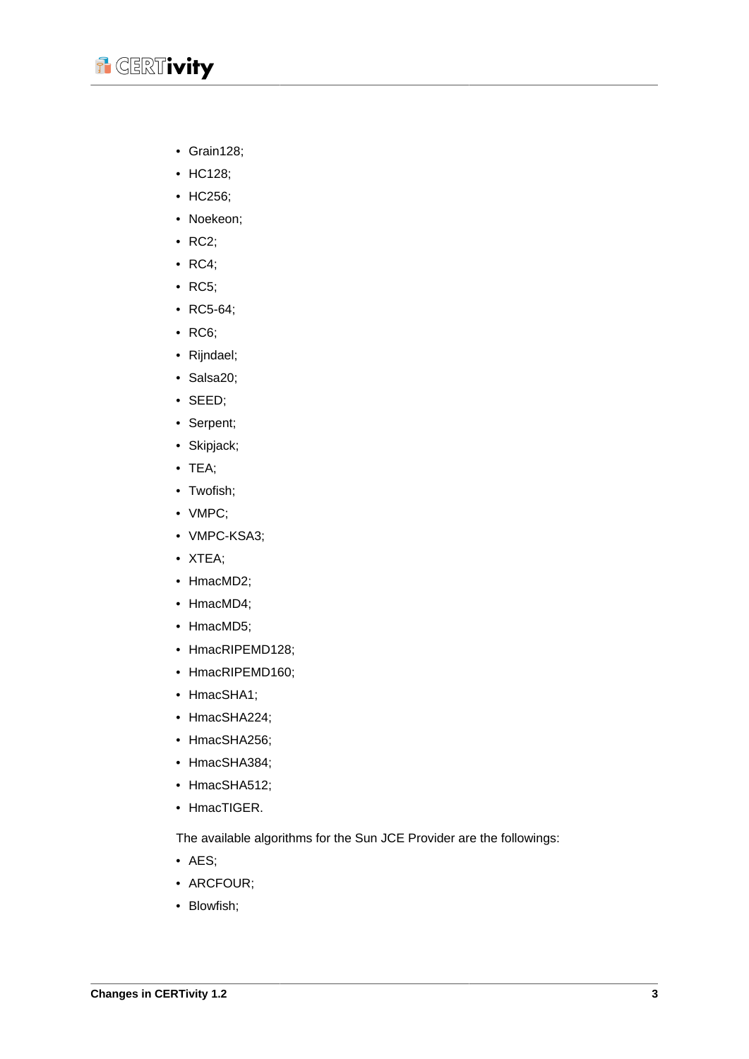- Grain128;
- HC128;
- HC256;
- Noekeon;
- RC2;
- RC4;
- RC5;
- RC5-64;
- RC6;
- Rijndael;
- Salsa20;
- SEED;
- Serpent;
- Skipjack;
- TEA;
- Twofish;
- VMPC;
- VMPC-KSA3;
- XTEA;
- HmacMD2;
- HmacMD4;
- HmacMD5;
- HmacRIPEMD128;
- HmacRIPEMD160;
- HmacSHA1;
- HmacSHA224;
- HmacSHA256;
- HmacSHA384;
- HmacSHA512;
- HmacTIGER.

The available algorithms for the Sun JCE Provider are the followings:

- AES;
- ARCFOUR;
- Blowfish;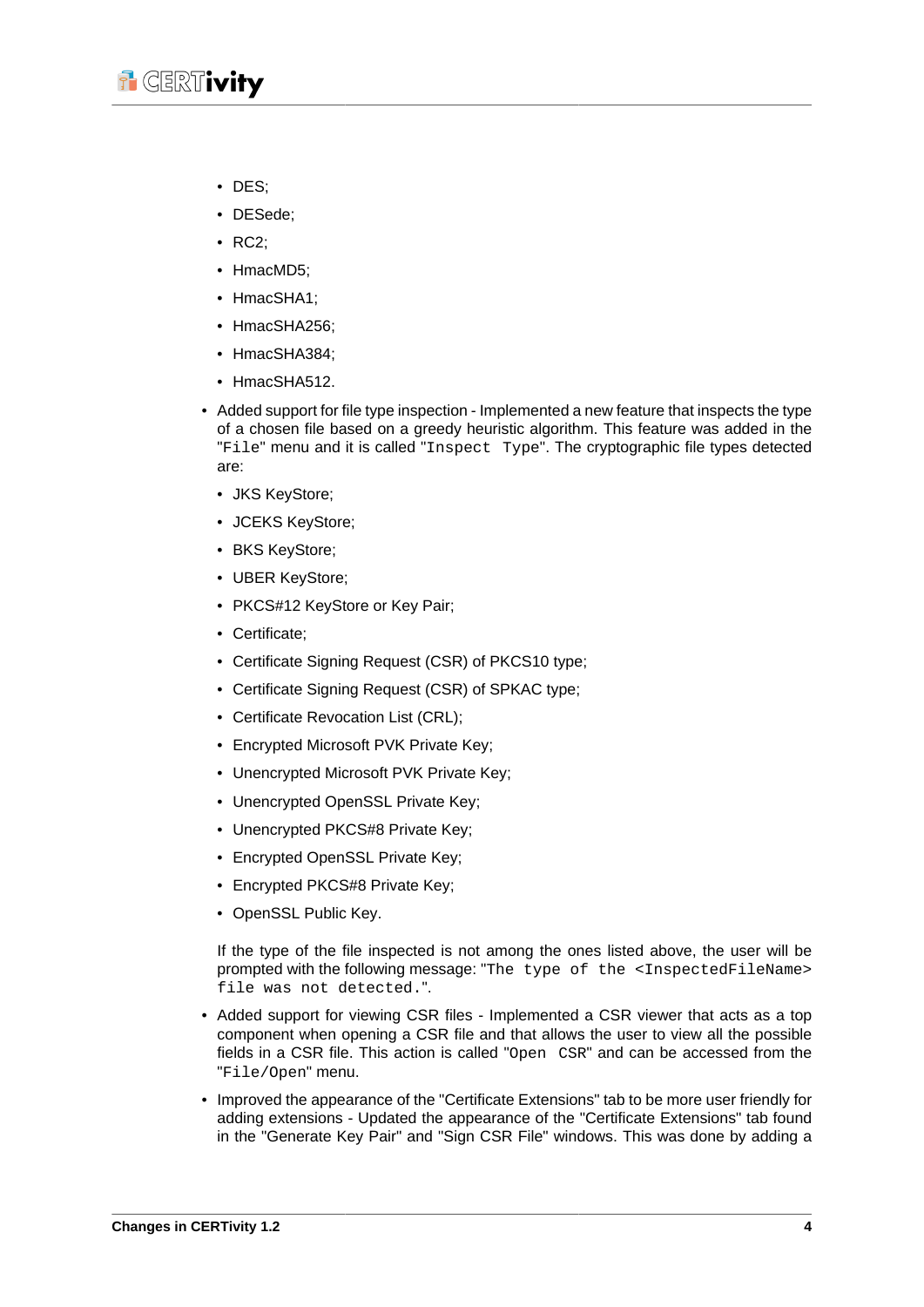- DES;
- DESede;
- RC2;
- HmacMD5;
- HmacSHA1;
- HmacSHA256;
- HmacSHA384;
- HmacSHA512.

- Added support for file type inspection - Implemented a new feature that inspects the type of a chosen file based on a greedy heuristic algorithm. This feature was added in the "`File`" menu and it is called "`Inspect Type`". The cryptographic file types detected are:
  - JKS KeyStore;
  - JCEKS KeyStore;
  - BKS KeyStore;
  - UBER KeyStore;
  - PKCS#12 KeyStore or Key Pair;
  - Certificate;
  - Certificate Signing Request (CSR) of PKCS10 type;
  - Certificate Signing Request (CSR) of SPKAC type;
  - Certificate Revocation List (CRL);
  - Encrypted Microsoft PVK Private Key;
  - Unencrypted Microsoft PVK Private Key;
  - Unencrypted OpenSSL Private Key;
  - Unencrypted PKCS#8 Private Key;
  - Encrypted OpenSSL Private Key;
  - Encrypted PKCS#8 Private Key;
  - OpenSSL Public Key.

  If the type of the file inspected is not among the ones listed above, the user will be prompted with the following message: "`The type of the <InspectedFileName> file was not detected.`".

- Added support for viewing CSR files - Implemented a CSR viewer that acts as a top component when opening a CSR file and that allows the user to view all the possible fields in a CSR file. This action is called "`Open CSR`" and can be accessed from the "`File/Open`" menu.

- Improved the appearance of the "Certificate Extensions" tab to be more user friendly for adding extensions - Updated the appearance of the "Certificate Extensions" tab found in the "Generate Key Pair" and "Sign CSR File" windows. This was done by adding a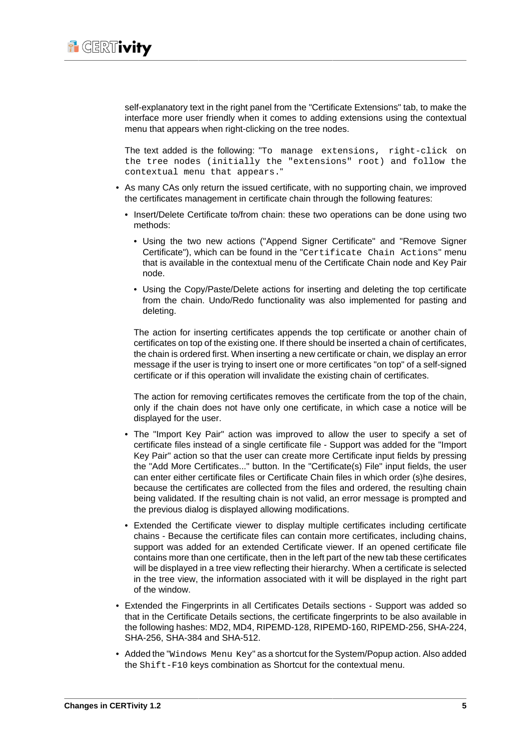self-explanatory text in the right panel from the "Certificate Extensions" tab, to make the interface more user friendly when it comes to adding extensions using the contextual menu that appears when right-clicking on the tree nodes.

The text added is the following: "`To manage extensions, right-click on the tree nodes (initially the "extensions" root) and follow the contextual menu that appears.`"

- As many CAs only return the issued certificate, with no supporting chain, we improved the certificates management in certificate chain through the following features:
  - Insert/Delete Certificate to/from chain: these two operations can be done using two methods:
    - Using the two new actions ("Append Signer Certificate" and "Remove Signer Certificate"), which can be found in the "`Certificate Chain Actions`" menu that is available in the contextual menu of the Certificate Chain node and Key Pair node.
    - Using the Copy/Paste/Delete actions for inserting and deleting the top certificate from the chain. Undo/Redo functionality was also implemented for pasting and deleting.

    The action for inserting certificates appends the top certificate or another chain of certificates on top of the existing one. If there should be inserted a chain of certificates, the chain is ordered first. When inserting a new certificate or chain, we display an error message if the user is trying to insert one or more certificates "on top" of a self-signed certificate or if this operation will invalidate the existing chain of certificates.

    The action for removing certificates removes the certificate from the top of the chain, only if the chain does not have only one certificate, in which case a notice will be displayed for the user.
  - The "Import Key Pair" action was improved to allow the user to specify a set of certificate files instead of a single certificate file - Support was added for the "Import Key Pair" action so that the user can create more Certificate input fields by pressing the "Add More Certificates..." button. In the "Certificate(s) File" input fields, the user can enter either certificate files or Certificate Chain files in which order (s)he desires, because the certificates are collected from the files and ordered, the resulting chain being validated. If the resulting chain is not valid, an error message is prompted and the previous dialog is displayed allowing modifications.
  - Extended the Certificate viewer to display multiple certificates including certificate chains - Because the certificate files can contain more certificates, including chains, support was added for an extended Certificate viewer. If an opened certificate file contains more than one certificate, then in the left part of the new tab these certificates will be displayed in a tree view reflecting their hierarchy. When a certificate is selected in the tree view, the information associated with it will be displayed in the right part of the window.
- Extended the Fingerprints in all Certificates Details sections - Support was added so that in the Certificate Details sections, the certificate fingerprints to be also available in the following hashes: MD2, MD4, RIPEMD-128, RIPEMD-160, RIPEMD-256, SHA-224, SHA-256, SHA-384 and SHA-512.
- Added the "`Windows Menu Key`" as a shortcut for the System/Popup action. Also added the `Shift-F10` keys combination as Shortcut for the contextual menu.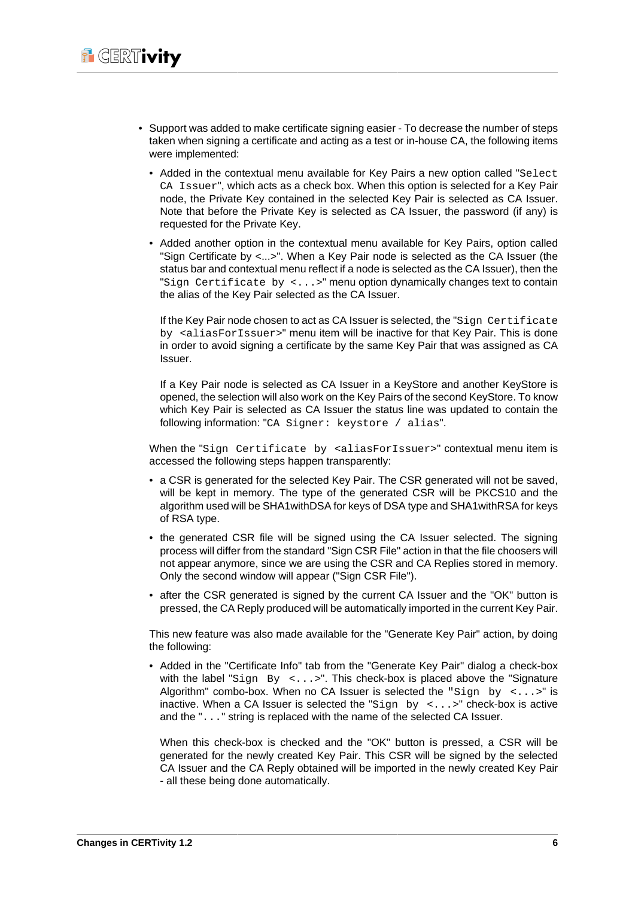- Support was added to make certificate signing easier - To decrease the number of steps taken when signing a certificate and acting as a test or in-house CA, the following items were implemented:

  - Added in the contextual menu available for Key Pairs a new option called "`Select CA Issuer`", which acts as a check box. When this option is selected for a Key Pair node, the Private Key contained in the selected Key Pair is selected as CA Issuer. Note that before the Private Key is selected as CA Issuer, the password (if any) is requested for the Private Key.

  - Added another option in the contextual menu available for Key Pairs, option called "Sign Certificate by <...>". When a Key Pair node is selected as the CA Issuer (the status bar and contextual menu reflect if a node is selected as the CA Issuer), then the "`Sign Certificate by <...>`" menu option dynamically changes text to contain the alias of the Key Pair selected as the CA Issuer.

    If the Key Pair node chosen to act as CA Issuer is selected, the "`Sign Certificate by <aliasForIssuer>`" menu item will be inactive for that Key Pair. This is done in order to avoid signing a certificate by the same Key Pair that was assigned as CA Issuer.

    If a Key Pair node is selected as CA Issuer in a KeyStore and another KeyStore is opened, the selection will also work on the Key Pairs of the second KeyStore. To know which Key Pair is selected as CA Issuer the status line was updated to contain the following information: "`CA Signer: keystore / alias`".

  When the "`Sign Certificate by <aliasForIssuer>`" contextual menu item is accessed the following steps happen transparently:

  - a CSR is generated for the selected Key Pair. The CSR generated will not be saved, will be kept in memory. The type of the generated CSR will be PKCS10 and the algorithm used will be SHA1withDSA for keys of DSA type and SHA1withRSA for keys of RSA type.

  - the generated CSR file will be signed using the CA Issuer selected. The signing process will differ from the standard "Sign CSR File" action in that the file choosers will not appear anymore, since we are using the CSR and CA Replies stored in memory. Only the second window will appear ("Sign CSR File").

  - after the CSR generated is signed by the current CA Issuer and the "OK" button is pressed, the CA Reply produced will be automatically imported in the current Key Pair.

  This new feature was also made available for the "Generate Key Pair" action, by doing the following:

  - Added in the "Certificate Info" tab from the "Generate Key Pair" dialog a check-box with the label "`Sign By <...>`". This check-box is placed above the "Signature Algorithm" combo-box. When no CA Issuer is selected the "`Sign by <...>`" is inactive. When a CA Issuer is selected the "`Sign by <...>`" check-box is active and the "`...`" string is replaced with the name of the selected CA Issuer.

    When this check-box is checked and the "OK" button is pressed, a CSR will be generated for the newly created Key Pair. This CSR will be signed by the selected CA Issuer and the CA Reply obtained will be imported in the newly created Key Pair - all these being done automatically.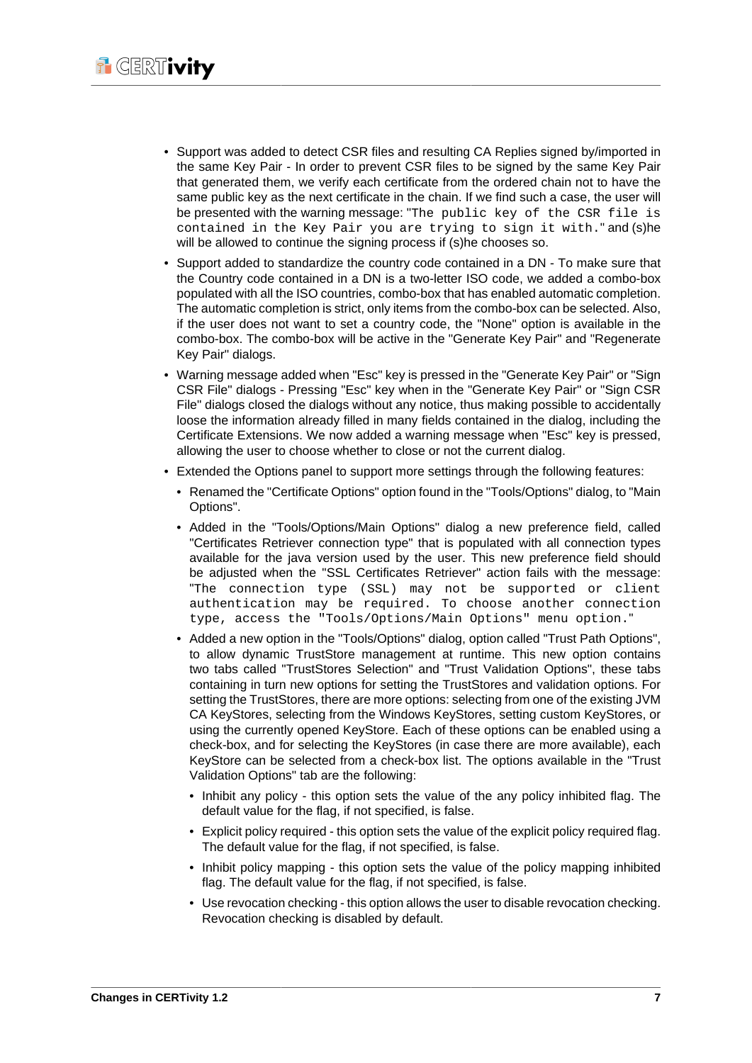- Support was added to detect CSR files and resulting CA Replies signed by/imported in the same Key Pair - In order to prevent CSR files to be signed by the same Key Pair that generated them, we verify each certificate from the ordered chain not to have the same public key as the next certificate in the chain. If we find such a case, the user will be presented with the warning message: "`The public key of the CSR file is contained in the Key Pair you are trying to sign it with.`" and (s)he will be allowed to continue the signing process if (s)he chooses so.
- Support added to standardize the country code contained in a DN - To make sure that the Country code contained in a DN is a two-letter ISO code, we added a combo-box populated with all the ISO countries, combo-box that has enabled automatic completion. The automatic completion is strict, only items from the combo-box can be selected. Also, if the user does not want to set a country code, the "None" option is available in the combo-box. The combo-box will be active in the "Generate Key Pair" and "Regenerate Key Pair" dialogs.
- Warning message added when "Esc" key is pressed in the "Generate Key Pair" or "Sign CSR File" dialogs - Pressing "Esc" key when in the "Generate Key Pair" or "Sign CSR File" dialogs closed the dialogs without any notice, thus making possible to accidentally loose the information already filled in many fields contained in the dialog, including the Certificate Extensions. We now added a warning message when "Esc" key is pressed, allowing the user to choose whether to close or not the current dialog.
- Extended the Options panel to support more settings through the following features:
  - Renamed the "Certificate Options" option found in the "Tools/Options" dialog, to "Main Options".
  - Added in the "Tools/Options/Main Options" dialog a new preference field, called "Certificates Retriever connection type" that is populated with all connection types available for the java version used by the user. This new preference field should be adjusted when the "SSL Certificates Retriever" action fails with the message: "`The connection type (SSL) may not be supported or client authentication may be required. To choose another connection type, access the "Tools/Options/Main Options" menu option.`"
  - Added a new option in the "Tools/Options" dialog, option called "Trust Path Options", to allow dynamic TrustStore management at runtime. This new option contains two tabs called "TrustStores Selection" and "Trust Validation Options", these tabs containing in turn new options for setting the TrustStores and validation options. For setting the TrustStores, there are more options: selecting from one of the existing JVM CA KeyStores, selecting from the Windows KeyStores, setting custom KeyStores, or using the currently opened KeyStore. Each of these options can be enabled using a check-box, and for selecting the KeyStores (in case there are more available), each KeyStore can be selected from a check-box list. The options available in the "Trust Validation Options" tab are the following:
    - Inhibit any policy - this option sets the value of the any policy inhibited flag. The default value for the flag, if not specified, is false.
    - Explicit policy required - this option sets the value of the explicit policy required flag. The default value for the flag, if not specified, is false.
    - Inhibit policy mapping - this option sets the value of the policy mapping inhibited flag. The default value for the flag, if not specified, is false.
    - Use revocation checking - this option allows the user to disable revocation checking. Revocation checking is disabled by default.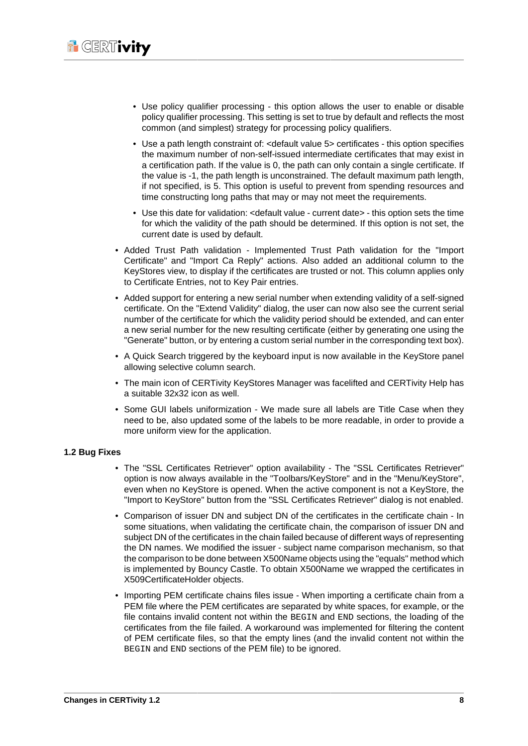- Use policy qualifier processing - this option allows the user to enable or disable policy qualifier processing. This setting is set to true by default and reflects the most common (and simplest) strategy for processing policy qualifiers.
  - Use a path length constraint of: <default value 5> certificates - this option specifies the maximum number of non-self-issued intermediate certificates that may exist in a certification path. If the value is 0, the path can only contain a single certificate. If the value is -1, the path length is unconstrained. The default maximum path length, if not specified, is 5. This option is useful to prevent from spending resources and time constructing long paths that may or may not meet the requirements.
  - Use this date for validation: <default value - current date> - this option sets the time for which the validity of the path should be determined. If this option is not set, the current date is used by default.
- Added Trust Path validation - Implemented Trust Path validation for the "Import Certificate" and "Import Ca Reply" actions. Also added an additional column to the KeyStores view, to display if the certificates are trusted or not. This column applies only to Certificate Entries, not to Key Pair entries.
- Added support for entering a new serial number when extending validity of a self-signed certificate. On the "Extend Validity" dialog, the user can now also see the current serial number of the certificate for which the validity period should be extended, and can enter a new serial number for the new resulting certificate (either by generating one using the "Generate" button, or by entering a custom serial number in the corresponding text box).
- A Quick Search triggered by the keyboard input is now available in the KeyStore panel allowing selective column search.
- The main icon of CERTivity KeyStores Manager was facelifted and CERTivity Help has a suitable 32x32 icon as well.
- Some GUI labels uniformization - We made sure all labels are Title Case when they need to be, also updated some of the labels to be more readable, in order to provide a more uniform view for the application.

**1.2 Bug Fixes**

- The "SSL Certificates Retriever" option availability - The "SSL Certificates Retriever" option is now always available in the "Toolbars/KeyStore" and in the "Menu/KeyStore", even when no KeyStore is opened. When the active component is not a KeyStore, the "Import to KeyStore" button from the "SSL Certificates Retriever" dialog is not enabled.
- Comparison of issuer DN and subject DN of the certificates in the certificate chain - In some situations, when validating the certificate chain, the comparison of issuer DN and subject DN of the certificates in the chain failed because of different ways of representing the DN names. We modified the issuer - subject name comparison mechanism, so that the comparison to be done between X500Name objects using the "equals" method which is implemented by Bouncy Castle. To obtain X500Name we wrapped the certificates in X509CertificateHolder objects.
- Importing PEM certificate chains files issue - When importing a certificate chain from a PEM file where the PEM certificates are separated by white spaces, for example, or the file contains invalid content not within the `BEGIN` and `END` sections, the loading of the certificates from the file failed. A workaround was implemented for filtering the content of PEM certificate files, so that the empty lines (and the invalid content not within the `BEGIN` and `END` sections of the PEM file) to be ignored.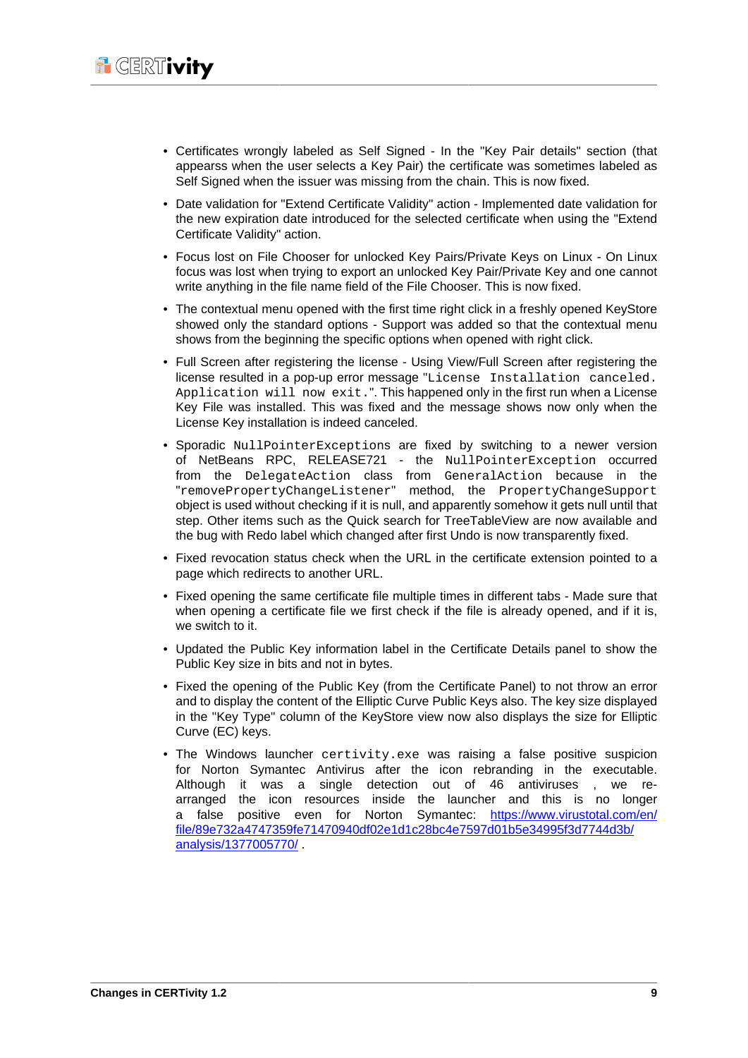- Certificates wrongly labeled as Self Signed - In the "Key Pair details" section (that appearss when the user selects a Key Pair) the certificate was sometimes labeled as Self Signed when the issuer was missing from the chain. This is now fixed.
- Date validation for "Extend Certificate Validity" action - Implemented date validation for the new expiration date introduced for the selected certificate when using the "Extend Certificate Validity" action.
- Focus lost on File Chooser for unlocked Key Pairs/Private Keys on Linux - On Linux focus was lost when trying to export an unlocked Key Pair/Private Key and one cannot write anything in the file name field of the File Chooser. This is now fixed.
- The contextual menu opened with the first time right click in a freshly opened KeyStore showed only the standard options - Support was added so that the contextual menu shows from the beginning the specific options when opened with right click.
- Full Screen after registering the license - Using View/Full Screen after registering the license resulted in a pop-up error message "`License Installation canceled. Application will now exit.`". This happened only in the first run when a License Key File was installed. This was fixed and the message shows now only when the License Key installation is indeed canceled.
- Sporadic `NullPointerExceptions` are fixed by switching to a newer version of NetBeans RPC, RELEASE721 - the `NullPointerException` occurred from the `DelegateAction` class from `GeneralAction` because in the `"removePropertyChangeListener"` method, the `PropertyChangeSupport` object is used without checking if it is null, and apparently somehow it gets null until that step. Other items such as the Quick search for TreeTableView are now available and the bug with Redo label which changed after first Undo is now transparently fixed.
- Fixed revocation status check when the URL in the certificate extension pointed to a page which redirects to another URL.
- Fixed opening the same certificate file multiple times in different tabs - Made sure that when opening a certificate file we first check if the file is already opened, and if it is, we switch to it.
- Updated the Public Key information label in the Certificate Details panel to show the Public Key size in bits and not in bytes.
- Fixed the opening of the Public Key (from the Certificate Panel) to not throw an error and to display the content of the Elliptic Curve Public Keys also. The key size displayed in the "Key Type" column of the KeyStore view now also displays the size for Elliptic Curve (EC) keys.
- The Windows launcher `certivity.exe` was raising a false positive suspicion for Norton Symantec Antivirus after the icon rebranding in the executable. Although it was a single detection out of 46 antiviruses , we re-arranged the icon resources inside the launcher and this is no longer a false positive even for Norton Symantec: [https://www.virustotal.com/en/file/89e732a4747359fe71470940df02e1d1c28bc4e7597d01b5e34995f3d7744d3b/analysis/1377005770/](https://www.virustotal.com/en/file/89e732a4747359fe71470940df02e1d1c28bc4e7597d01b5e34995f3d7744d3b/analysis/1377005770/) .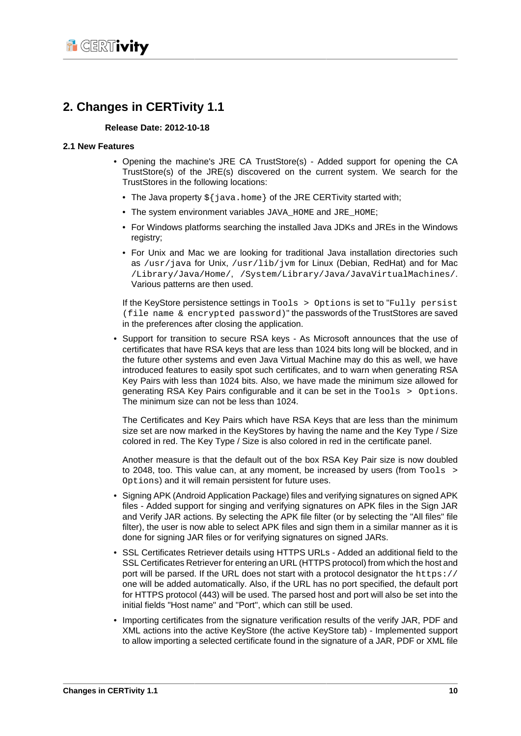## 2. Changes in CERTivity 1.1

**Release Date: 2012-10-18**

### 2.1 New Features

- Opening the machine's JRE CA TrustStore(s) - Added support for opening the CA TrustStore(s) of the JRE(s) discovered on the current system. We search for the TrustStores in the following locations:
  - The Java property `${java.home}` of the JRE CERTivity started with;
  - The system environment variables `JAVA_HOME` and `JRE_HOME`;
  - For Windows platforms searching the installed Java JDKs and JREs in the Windows registry;
  - For Unix and Mac we are looking for traditional Java installation directories such as `/usr/java` for Unix, `/usr/lib/jvm` for Linux (Debian, RedHat) and for Mac `/Library/Java/Home/`, `/System/Library/Java/JavaVirtualMachines/`. Various patterns are then used.

  If the KeyStore persistence settings in `Tools > Options` is set to "`Fully persist (file name & encrypted password)`" the passwords of the TrustStores are saved in the preferences after closing the application.

- Support for transition to secure RSA keys - As Microsoft announces that the use of certificates that have RSA keys that are less than 1024 bits long will be blocked, and in the future other systems and even Java Virtual Machine may do this as well, we have introduced features to easily spot such certificates, and to warn when generating RSA Key Pairs with less than 1024 bits. Also, we have made the minimum size allowed for generating RSA Key Pairs configurable and it can be set in the `Tools > Options`. The minimum size can not be less than 1024.

  The Certificates and Key Pairs which have RSA Keys that are less than the minimum size set are now marked in the KeyStores by having the name and the Key Type / Size colored in red. The Key Type / Size is also colored in red in the certificate panel.

  Another measure is that the default out of the box RSA Key Pair size is now doubled to 2048, too. This value can, at any moment, be increased by users (from `Tools > Options`) and it will remain persistent for future uses.

- Signing APK (Android Application Package) files and verifying signatures on signed APK files - Added support for singing and verifying signatures on APK files in the Sign JAR and Verify JAR actions. By selecting the APK file filter (or by selecting the "All files" file filter), the user is now able to select APK files and sign them in a similar manner as it is done for signing JAR files or for verifying signatures on signed JARs.

- SSL Certificates Retriever details using HTTPS URLs - Added an additional field to the SSL Certificates Retriever for entering an URL (HTTPS protocol) from which the host and port will be parsed. If the URL does not start with a protocol designator the `https://` one will be added automatically. Also, if the URL has no port specified, the default port for HTTPS protocol (443) will be used. The parsed host and port will also be set into the initial fields "Host name" and "Port", which can still be used.

- Importing certificates from the signature verification results of the verify JAR, PDF and XML actions into the active KeyStore (the active KeyStore tab) - Implemented support to allow importing a selected certificate found in the signature of a JAR, PDF or XML file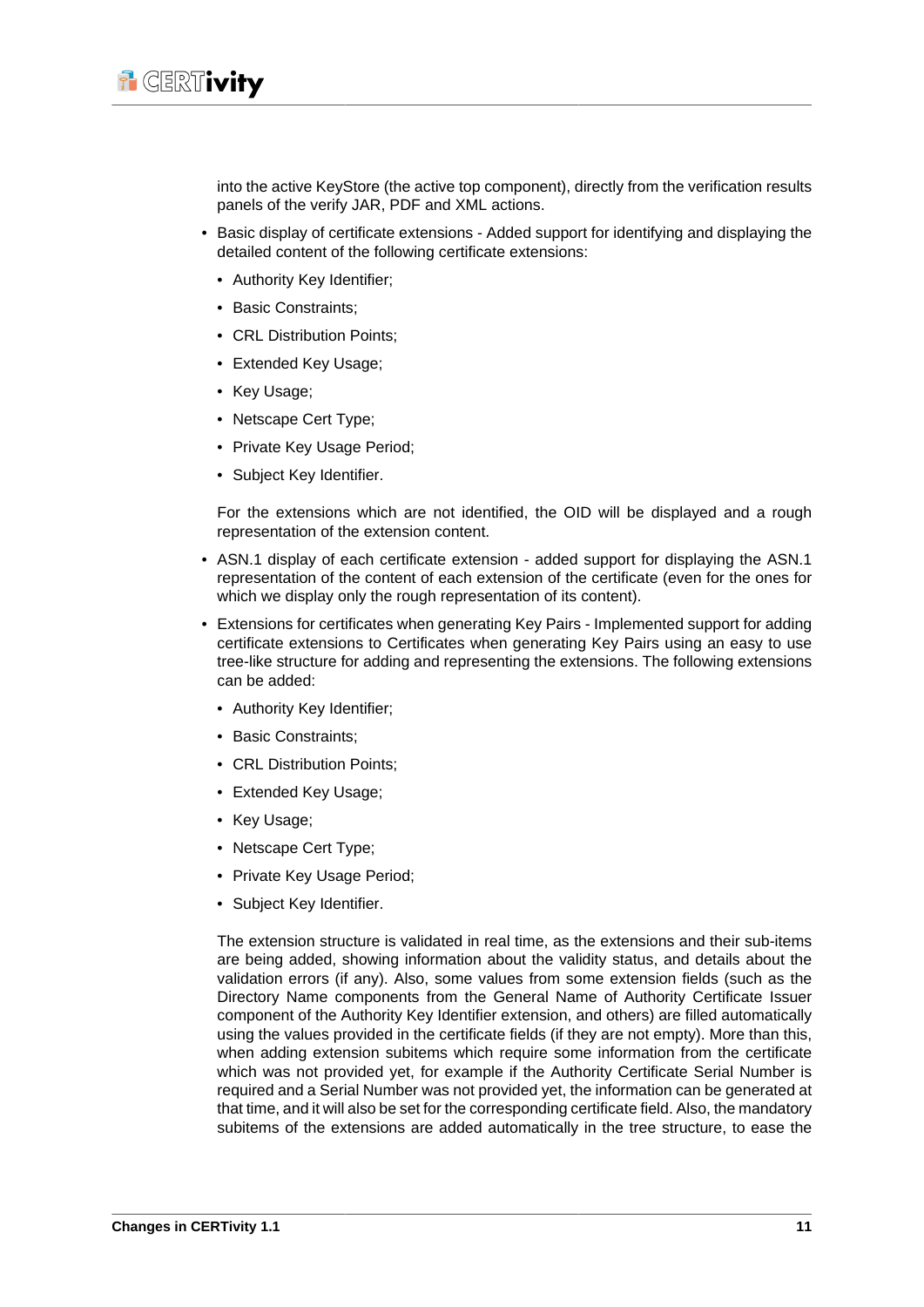into the active KeyStore (the active top component), directly from the verification results panels of the verify JAR, PDF and XML actions.

- Basic display of certificate extensions - Added support for identifying and displaying the detailed content of the following certificate extensions:
  - Authority Key Identifier;
  - Basic Constraints;
  - CRL Distribution Points;
  - Extended Key Usage;
  - Key Usage;
  - Netscape Cert Type;
  - Private Key Usage Period;
  - Subject Key Identifier.

  For the extensions which are not identified, the OID will be displayed and a rough representation of the extension content.

- ASN.1 display of each certificate extension - added support for displaying the ASN.1 representation of the content of each extension of the certificate (even for the ones for which we display only the rough representation of its content).
- Extensions for certificates when generating Key Pairs - Implemented support for adding certificate extensions to Certificates when generating Key Pairs using an easy to use tree-like structure for adding and representing the extensions. The following extensions can be added:
  - Authority Key Identifier;
  - Basic Constraints;
  - CRL Distribution Points;
  - Extended Key Usage;
  - Key Usage;
  - Netscape Cert Type;
  - Private Key Usage Period;
  - Subject Key Identifier.

  The extension structure is validated in real time, as the extensions and their sub-items are being added, showing information about the validity status, and details about the validation errors (if any). Also, some values from some extension fields (such as the Directory Name components from the General Name of Authority Certificate Issuer component of the Authority Key Identifier extension, and others) are filled automatically using the values provided in the certificate fields (if they are not empty). More than this, when adding extension subitems which require some information from the certificate which was not provided yet, for example if the Authority Certificate Serial Number is required and a Serial Number was not provided yet, the information can be generated at that time, and it will also be set for the corresponding certificate field. Also, the mandatory subitems of the extensions are added automatically in the tree structure, to ease the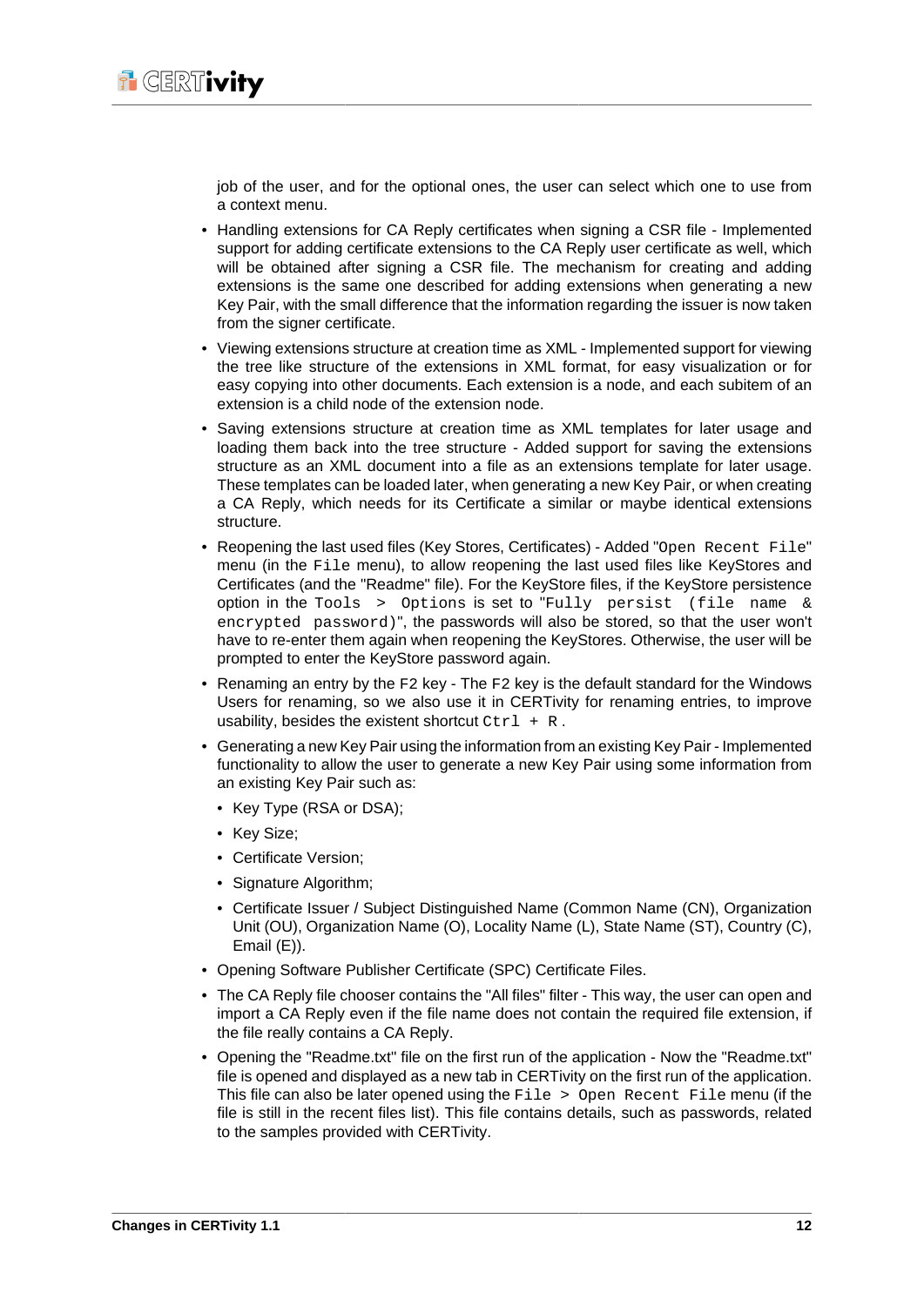job of the user, and for the optional ones, the user can select which one to use from a context menu.

- Handling extensions for CA Reply certificates when signing a CSR file - Implemented support for adding certificate extensions to the CA Reply user certificate as well, which will be obtained after signing a CSR file. The mechanism for creating and adding extensions is the same one described for adding extensions when generating a new Key Pair, with the small difference that the information regarding the issuer is now taken from the signer certificate.
- Viewing extensions structure at creation time as XML - Implemented support for viewing the tree like structure of the extensions in XML format, for easy visualization or for easy copying into other documents. Each extension is a node, and each subitem of an extension is a child node of the extension node.
- Saving extensions structure at creation time as XML templates for later usage and loading them back into the tree structure - Added support for saving the extensions structure as an XML document into a file as an extensions template for later usage. These templates can be loaded later, when generating a new Key Pair, or when creating a CA Reply, which needs for its Certificate a similar or maybe identical extensions structure.
- Reopening the last used files (Key Stores, Certificates) - Added "`Open Recent File`" menu (in the `File` menu), to allow reopening the last used files like KeyStores and Certificates (and the "Readme" file). For the KeyStore files, if the KeyStore persistence option in the `Tools > Options` is set to "`Fully persist (file name & encrypted password)`", the passwords will also be stored, so that the user won't have to re-enter them again when reopening the KeyStores. Otherwise, the user will be prompted to enter the KeyStore password again.
- Renaming an entry by the `F2` key - The `F2` key is the default standard for the Windows Users for renaming, so we also use it in CERTivity for renaming entries, to improve usability, besides the existent shortcut `Ctrl + R`.
- Generating a new Key Pair using the information from an existing Key Pair - Implemented functionality to allow the user to generate a new Key Pair using some information from an existing Key Pair such as:
  - Key Type (RSA or DSA);
  - Key Size;
  - Certificate Version;
  - Signature Algorithm;
  - Certificate Issuer / Subject Distinguished Name (Common Name (CN), Organization Unit (OU), Organization Name (O), Locality Name (L), State Name (ST), Country (C), Email (E)).
- Opening Software Publisher Certificate (SPC) Certificate Files.
- The CA Reply file chooser contains the "All files" filter - This way, the user can open and import a CA Reply even if the file name does not contain the required file extension, if the file really contains a CA Reply.
- Opening the "Readme.txt" file on the first run of the application - Now the "Readme.txt" file is opened and displayed as a new tab in CERTivity on the first run of the application. This file can also be later opened using the `File > Open Recent File` menu (if the file is still in the recent files list). This file contains details, such as passwords, related to the samples provided with CERTivity.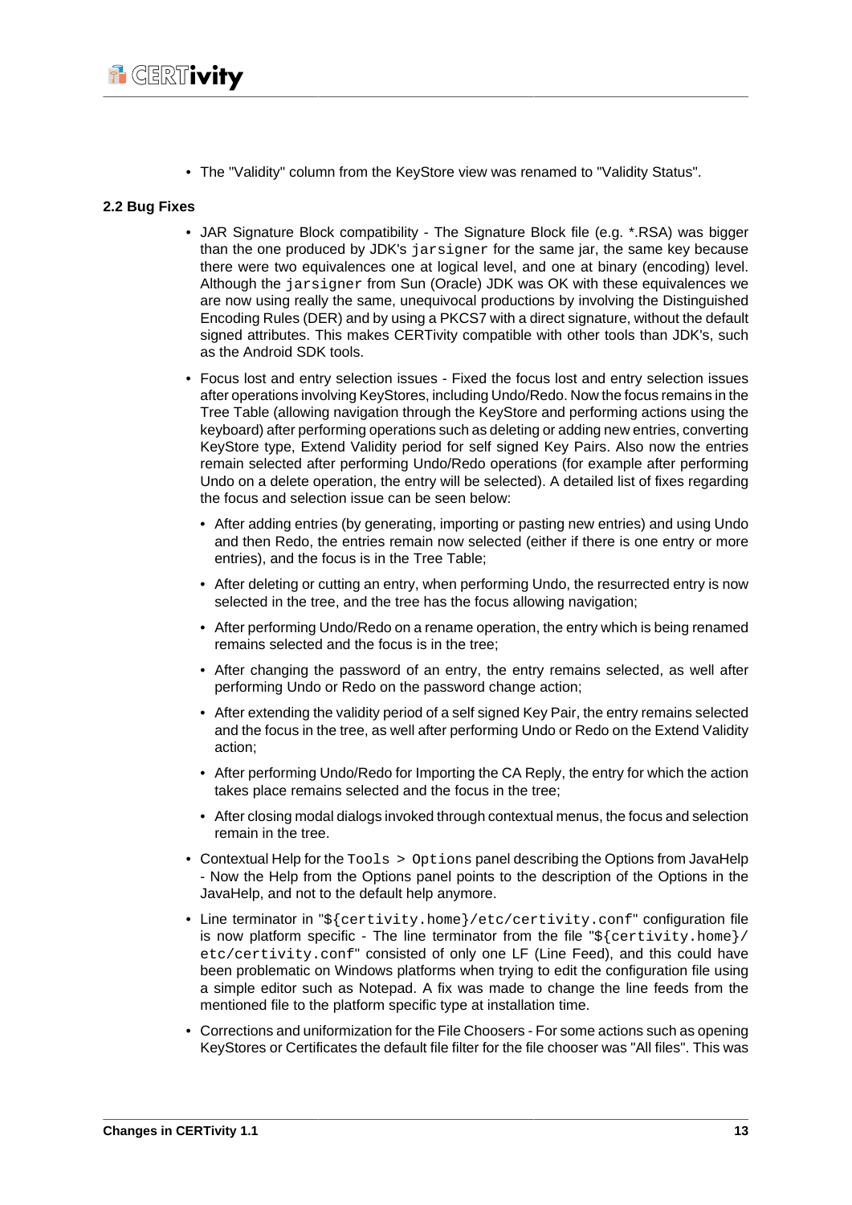- The "Validity" column from the KeyStore view was renamed to "Validity Status".

### 2.2 Bug Fixes

- JAR Signature Block compatibility - The Signature Block file (e.g. *.RSA) was bigger than the one produced by JDK's `jarsigner` for the same jar, the same key because there were two equivalences one at logical level, and one at binary (encoding) level. Although the `jarsigner` from Sun (Oracle) JDK was OK with these equivalences we are now using really the same, unequivocal productions by involving the Distinguished Encoding Rules (DER) and by using a PKCS7 with a direct signature, without the default signed attributes. This makes CERTivity compatible with other tools than JDK's, such as the Android SDK tools.
- Focus lost and entry selection issues - Fixed the focus lost and entry selection issues after operations involving KeyStores, including Undo/Redo. Now the focus remains in the Tree Table (allowing navigation through the KeyStore and performing actions using the keyboard) after performing operations such as deleting or adding new entries, converting KeyStore type, Extend Validity period for self signed Key Pairs. Also now the entries remain selected after performing Undo/Redo operations (for example after performing Undo on a delete operation, the entry will be selected). A detailed list of fixes regarding the focus and selection issue can be seen below:
  - After adding entries (by generating, importing or pasting new entries) and using Undo and then Redo, the entries remain now selected (either if there is one entry or more entries), and the focus is in the Tree Table;
  - After deleting or cutting an entry, when performing Undo, the resurrected entry is now selected in the tree, and the tree has the focus allowing navigation;
  - After performing Undo/Redo on a rename operation, the entry which is being renamed remains selected and the focus is in the tree;
  - After changing the password of an entry, the entry remains selected, as well after performing Undo or Redo on the password change action;
  - After extending the validity period of a self signed Key Pair, the entry remains selected and the focus in the tree, as well after performing Undo or Redo on the Extend Validity action;
  - After performing Undo/Redo for Importing the CA Reply, the entry for which the action takes place remains selected and the focus in the tree;
  - After closing modal dialogs invoked through contextual menus, the focus and selection remain in the tree.
- Contextual Help for the `Tools > Options` panel describing the Options from JavaHelp - Now the Help from the Options panel points to the description of the Options in the JavaHelp, and not to the default help anymore.
- Line terminator in "`${certivity.home}/etc/certivity.conf`" configuration file is now platform specific - The line terminator from the file "`${certivity.home}/etc/certivity.conf`" consisted of only one LF (Line Feed), and this could have been problematic on Windows platforms when trying to edit the configuration file using a simple editor such as Notepad. A fix was made to change the line feeds from the mentioned file to the platform specific type at installation time.
- Corrections and uniformization for the File Choosers - For some actions such as opening KeyStores or Certificates the default file filter for the file chooser was "All files". This was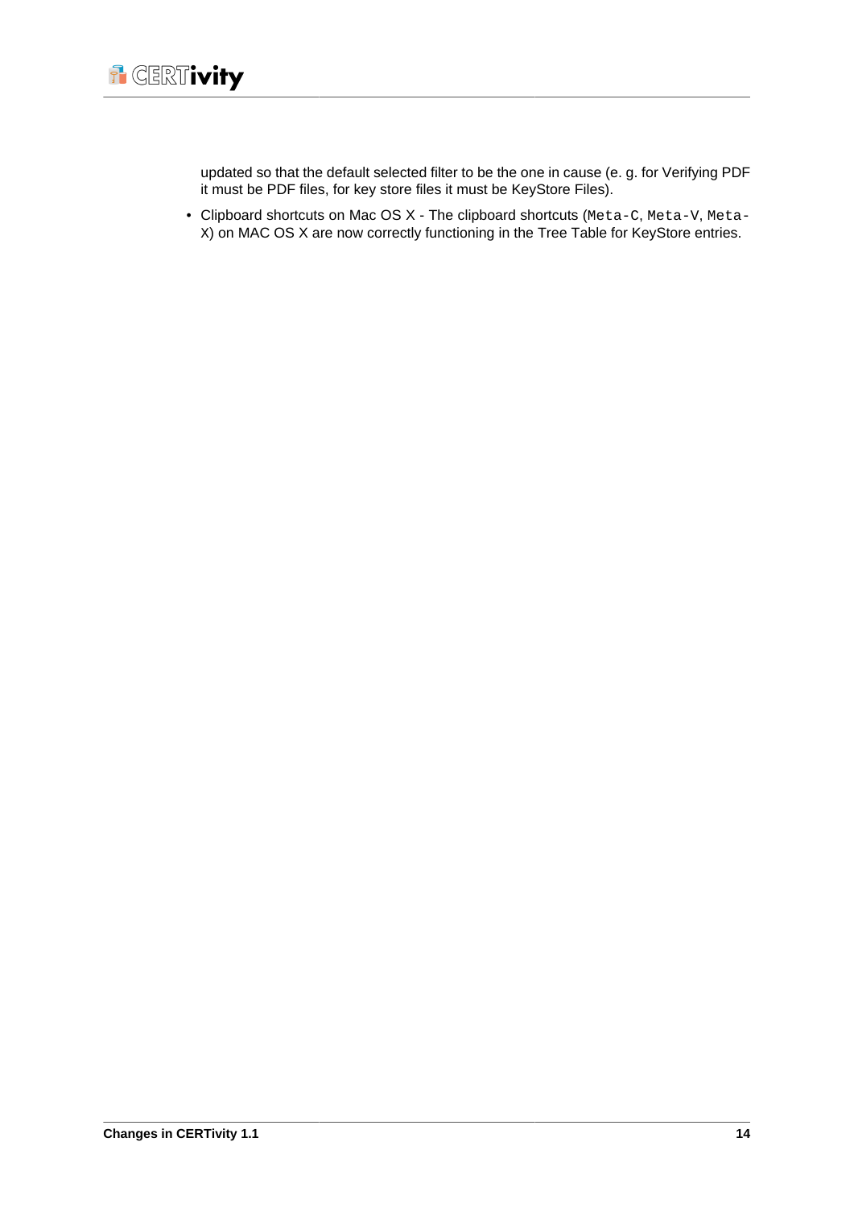updated so that the default selected filter to be the one in cause (e. g. for Verifying PDF it must be PDF files, for key store files it must be KeyStore Files).

- Clipboard shortcuts on Mac OS X - The clipboard shortcuts (`Meta-C`, `Meta-V`, `Meta-X`) on MAC OS X are now correctly functioning in the Tree Table for KeyStore entries.